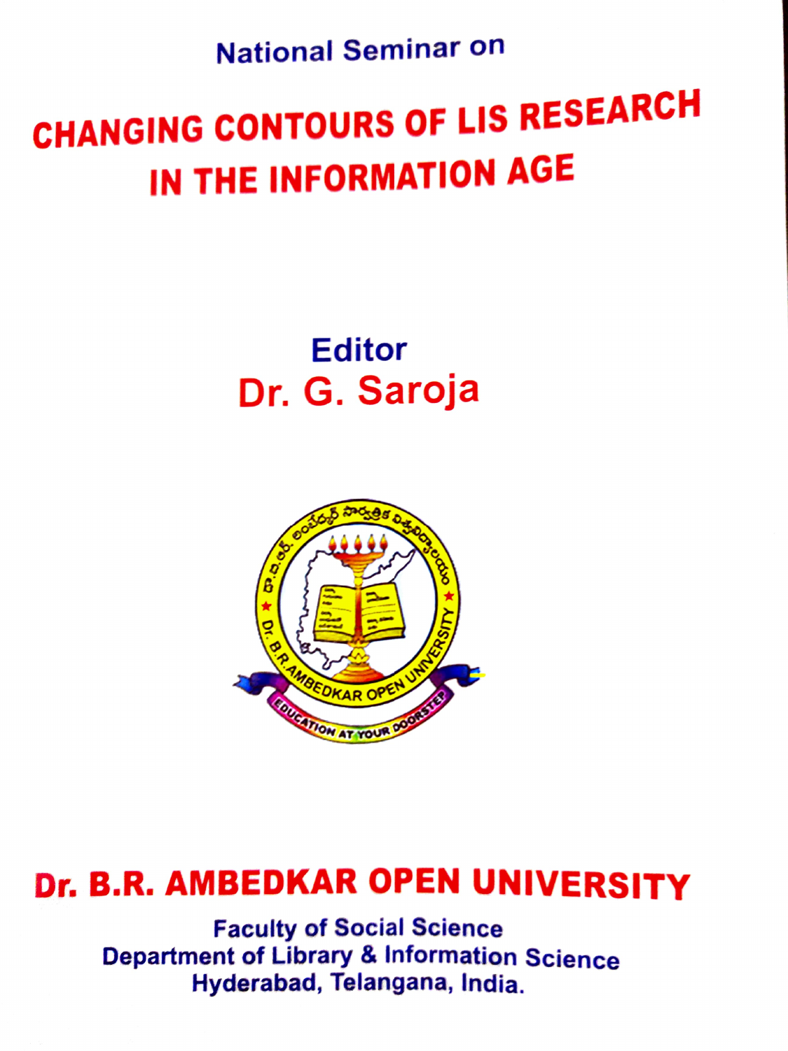National Seminar on

# CHANGING CONTOURS OF LIS RESEARCH IN THE INFORMATION AGE

**Editor**

**Dr. G. Saroja**

## Dr. B.R. AMBEDKAR OPEN UNIVERSITY

**Faculty of Social Science**
**Department of Library & Information Science**
**Hyderabad, Telangana, India.**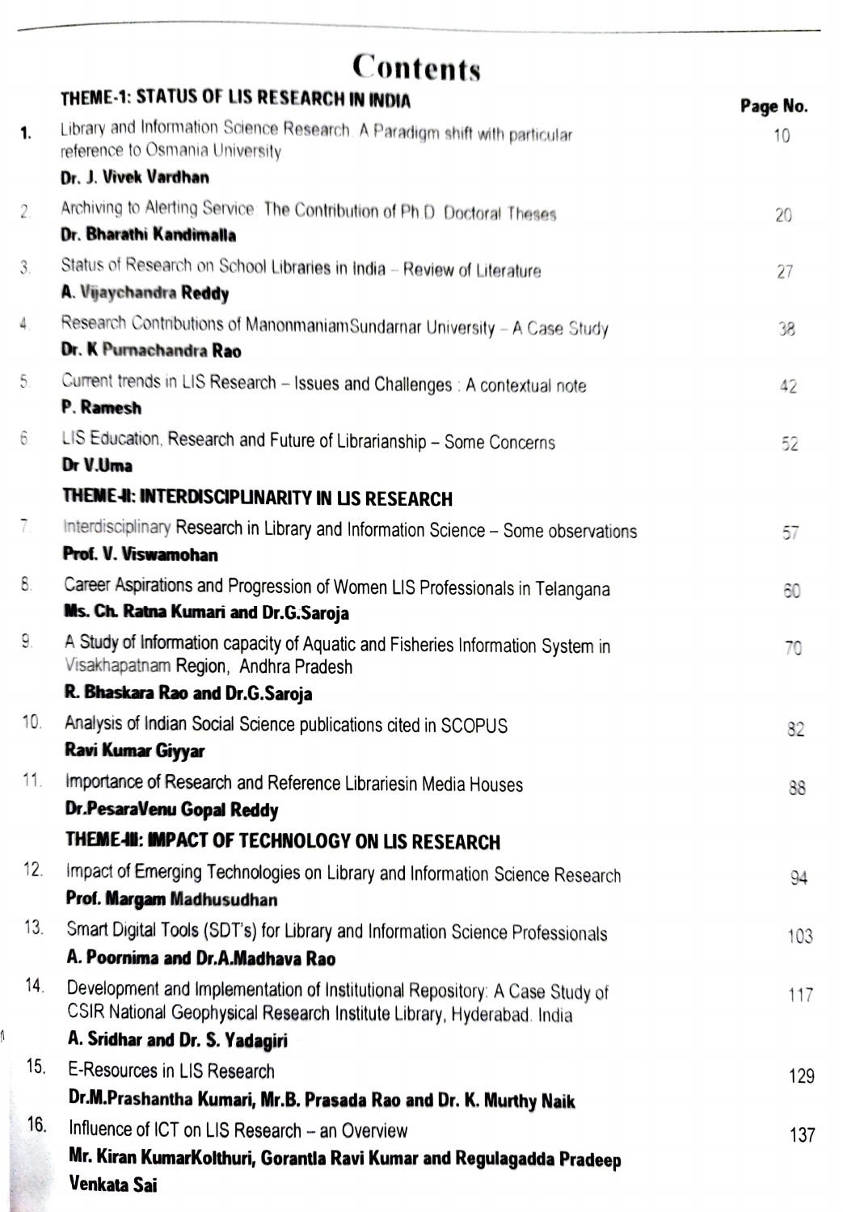# Contents

## THEME-1: STATUS OF LIS RESEARCH IN INDIA

| | | Page No. |
|---|---|---|
| 1. | Library and Information Science Research. A Paradigm shift with particular reference to Osmania University<br>**Dr. J. Vivek Vardhan** | 10 |
| 2. | Archiving to Alerting Service: The Contribution of Ph.D. Doctoral Theses<br>**Dr. Bharathi Kandimalla** | 20 |
| 3. | Status of Research on School Libraries in India – Review of Literature<br>**A. Vijaychandra Reddy** | 27 |
| 4. | Research Contributions of ManonmaniamSundarnar University – A Case Study<br>**Dr. K Purnachandra Rao** | 38 |
| 5. | Current trends in LIS Research – Issues and Challenges : A contextual note<br>**P. Ramesh** | 42 |
| 6. | LIS Education, Research and Future of Librarianship – Some Concerns<br>**Dr V.Uma** | 52 |

## THEME-II: INTERDISCIPLINARITY IN LIS RESEARCH

| | | |
|---|---|---|
| 7. | Interdisciplinary Research in Library and Information Science – Some observations<br>**Prof. V. Viswamohan** | 57 |
| 8. | Career Aspirations and Progression of Women LIS Professionals in Telangana<br>**Ms. Ch. Ratna Kumari and Dr.G.Saroja** | 60 |
| 9. | A Study of Information capacity of Aquatic and Fisheries Information System in Visakhapatnam Region, Andhra Pradesh<br>**R. Bhaskara Rao and Dr.G.Saroja** | 70 |
| 10. | Analysis of Indian Social Science publications cited in SCOPUS<br>**Ravi Kumar Giyyar** | 82 |
| 11. | Importance of Research and Reference Librariesin Media Houses<br>**Dr.PesaraVenu Gopal Reddy** | 88 |

## THEME-III: IMPACT OF TECHNOLOGY ON LIS RESEARCH

| | | |
|---|---|---|
| 12. | Impact of Emerging Technologies on Library and Information Science Research<br>**Prof. Margam Madhusudhan** | 94 |
| 13. | Smart Digital Tools (SDT's) for Library and Information Science Professionals<br>**A. Poornima and Dr.A.Madhava Rao** | 103 |
| 14. | Development and Implementation of Institutional Repository: A Case Study of CSIR National Geophysical Research Institute Library, Hyderabad. India<br>**A. Sridhar and Dr. S. Yadagiri** | 117 |
| 15. | E-Resources in LIS Research<br>**Dr.M.Prashantha Kumari, Mr.B. Prasada Rao and Dr. K. Murthy Naik** | 129 |
| 16. | Influence of ICT on LIS Research – an Overview<br>**Mr. Kiran KumarKolthuri, Gorantla Ravi Kumar and Regulagadda Pradeep Venkata Sai** | 137 |